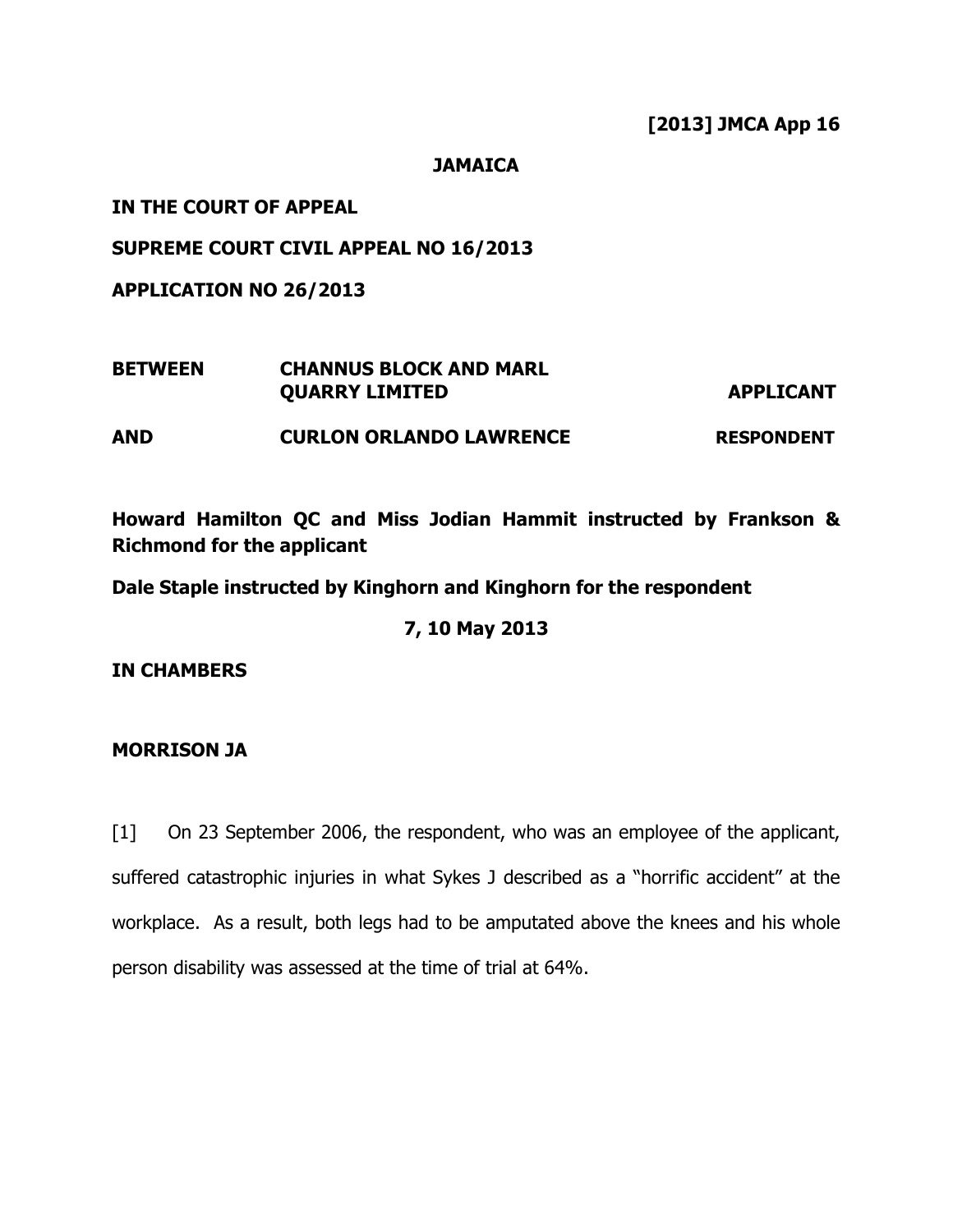**[2013] JMCA App 16**

**JAMAICA**

**IN THE COURT OF APPEAL**

**SUPREME COURT CIVIL APPEAL NO 16/2013**

**APPLICATION NO 26/2013**

| | | |
|---|---|---|
| **BETWEEN** | **CHANNUS BLOCK AND MARL QUARRY LIMITED** | **APPLICANT** |
| **AND** | **CURLON ORLANDO LAWRENCE** | **RESPONDENT** |

**Howard Hamilton QC and Miss Jodian Hammit instructed by Frankson & Richmond for the applicant**

**Dale Staple instructed by Kinghorn and Kinghorn for the respondent**

**7, 10 May 2013**

**IN CHAMBERS**

**MORRISON JA**

[1] On 23 September 2006, the respondent, who was an employee of the applicant, suffered catastrophic injuries in what Sykes J described as a "horrific accident" at the workplace. As a result, both legs had to be amputated above the knees and his whole person disability was assessed at the time of trial at 64%.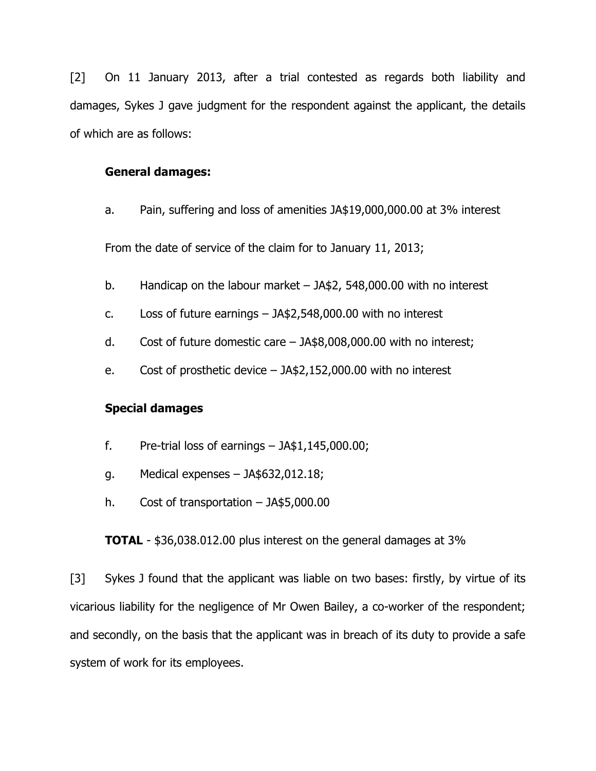[2] On 11 January 2013, after a trial contested as regards both liability and damages, Sykes J gave judgment for the respondent against the applicant, the details of which are as follows:

**General damages:**

a. Pain, suffering and loss of amenities JA$19,000,000.00 at 3% interest

From the date of service of the claim for to January 11, 2013;

b. Handicap on the labour market – JA$2, 548,000.00 with no interest

c. Loss of future earnings – JA$2,548,000.00 with no interest

d. Cost of future domestic care – JA$8,008,000.00 with no interest;

e. Cost of prosthetic device – JA$2,152,000.00 with no interest

**Special damages**

f. Pre-trial loss of earnings – JA$1,145,000.00;

g. Medical expenses – JA$632,012.18;

h. Cost of transportation – JA$5,000.00

**TOTAL** - $36,038.012.00 plus interest on the general damages at 3%

[3] Sykes J found that the applicant was liable on two bases: firstly, by virtue of its vicarious liability for the negligence of Mr Owen Bailey, a co-worker of the respondent; and secondly, on the basis that the applicant was in breach of its duty to provide a safe system of work for its employees.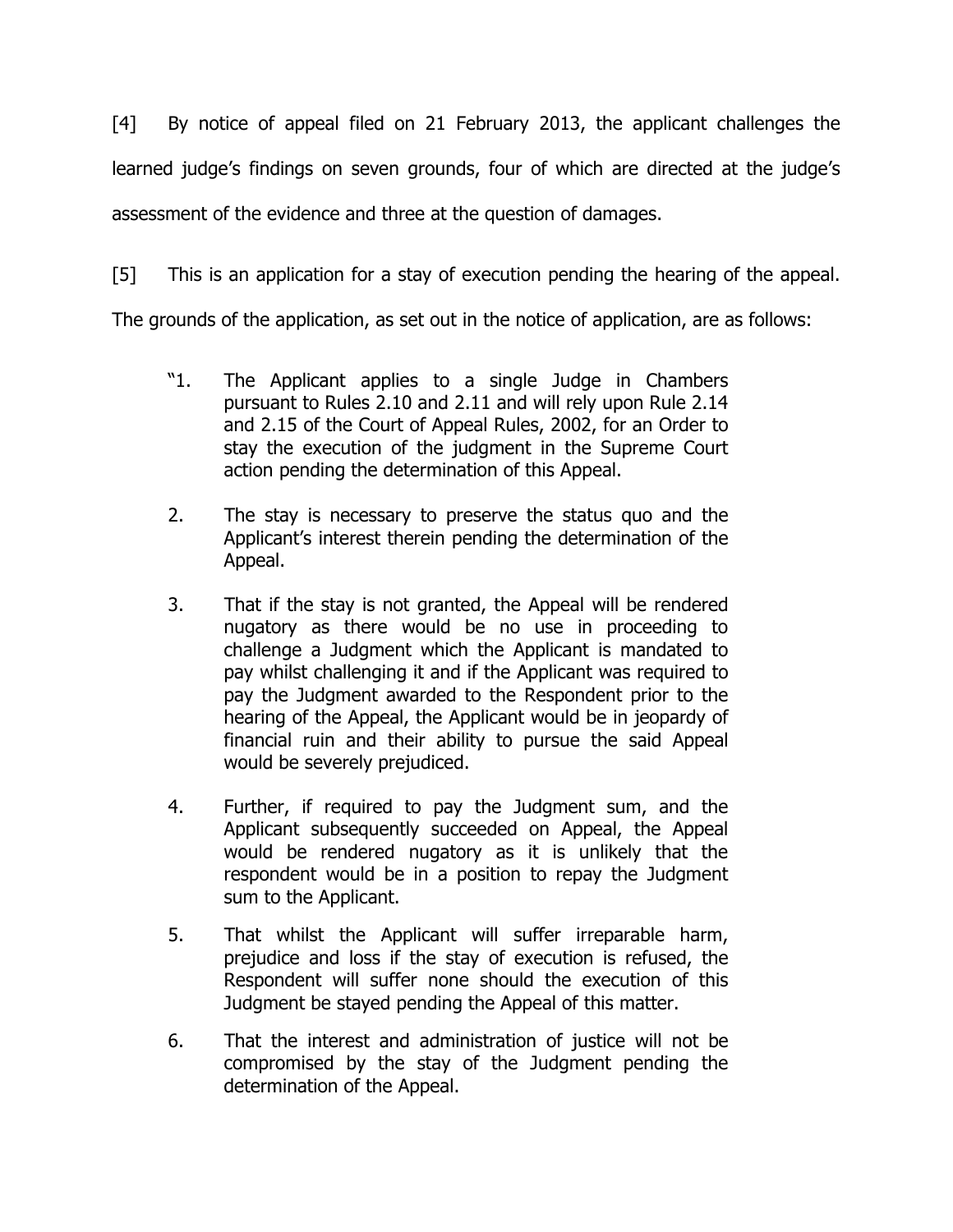[4] By notice of appeal filed on 21 February 2013, the applicant challenges the learned judge's findings on seven grounds, four of which are directed at the judge's assessment of the evidence and three at the question of damages.

[5] This is an application for a stay of execution pending the hearing of the appeal. The grounds of the application, as set out in the notice of application, are as follows:

> "1. The Applicant applies to a single Judge in Chambers pursuant to Rules 2.10 and 2.11 and will rely upon Rule 2.14 and 2.15 of the Court of Appeal Rules, 2002, for an Order to stay the execution of the judgment in the Supreme Court action pending the determination of this Appeal.
>
> 2. The stay is necessary to preserve the status quo and the Applicant's interest therein pending the determination of the Appeal.
>
> 3. That if the stay is not granted, the Appeal will be rendered nugatory as there would be no use in proceeding to challenge a Judgment which the Applicant is mandated to pay whilst challenging it and if the Applicant was required to pay the Judgment awarded to the Respondent prior to the hearing of the Appeal, the Applicant would be in jeopardy of financial ruin and their ability to pursue the said Appeal would be severely prejudiced.
>
> 4. Further, if required to pay the Judgment sum, and the Applicant subsequently succeeded on Appeal, the Appeal would be rendered nugatory as it is unlikely that the respondent would be in a position to repay the Judgment sum to the Applicant.
>
> 5. That whilst the Applicant will suffer irreparable harm, prejudice and loss if the stay of execution is refused, the Respondent will suffer none should the execution of this Judgment be stayed pending the Appeal of this matter.
>
> 6. That the interest and administration of justice will not be compromised by the stay of the Judgment pending the determination of the Appeal.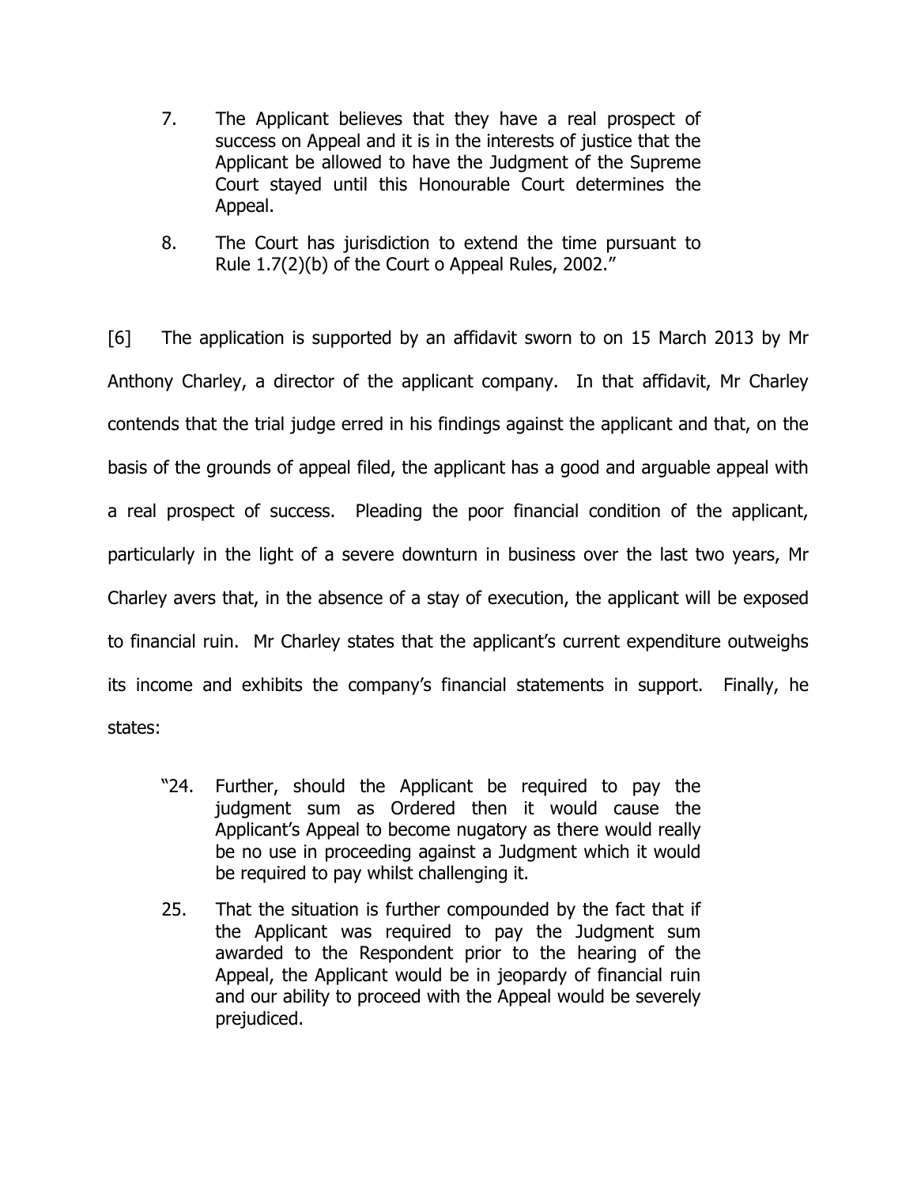7. The Applicant believes that they have a real prospect of success on Appeal and it is in the interests of justice that the Applicant be allowed to have the Judgment of the Supreme Court stayed until this Honourable Court determines the Appeal.

8. The Court has jurisdiction to extend the time pursuant to Rule 1.7(2)(b) of the Court o Appeal Rules, 2002."

[6] The application is supported by an affidavit sworn to on 15 March 2013 by Mr Anthony Charley, a director of the applicant company. In that affidavit, Mr Charley contends that the trial judge erred in his findings against the applicant and that, on the basis of the grounds of appeal filed, the applicant has a good and arguable appeal with a real prospect of success. Pleading the poor financial condition of the applicant, particularly in the light of a severe downturn in business over the last two years, Mr Charley avers that, in the absence of a stay of execution, the applicant will be exposed to financial ruin. Mr Charley states that the applicant's current expenditure outweighs its income and exhibits the company's financial statements in support. Finally, he states:

"24. Further, should the Applicant be required to pay the judgment sum as Ordered then it would cause the Applicant's Appeal to become nugatory as there would really be no use in proceeding against a Judgment which it would be required to pay whilst challenging it.

25. That the situation is further compounded by the fact that if the Applicant was required to pay the Judgment sum awarded to the Respondent prior to the hearing of the Appeal, the Applicant would be in jeopardy of financial ruin and our ability to proceed with the Appeal would be severely prejudiced.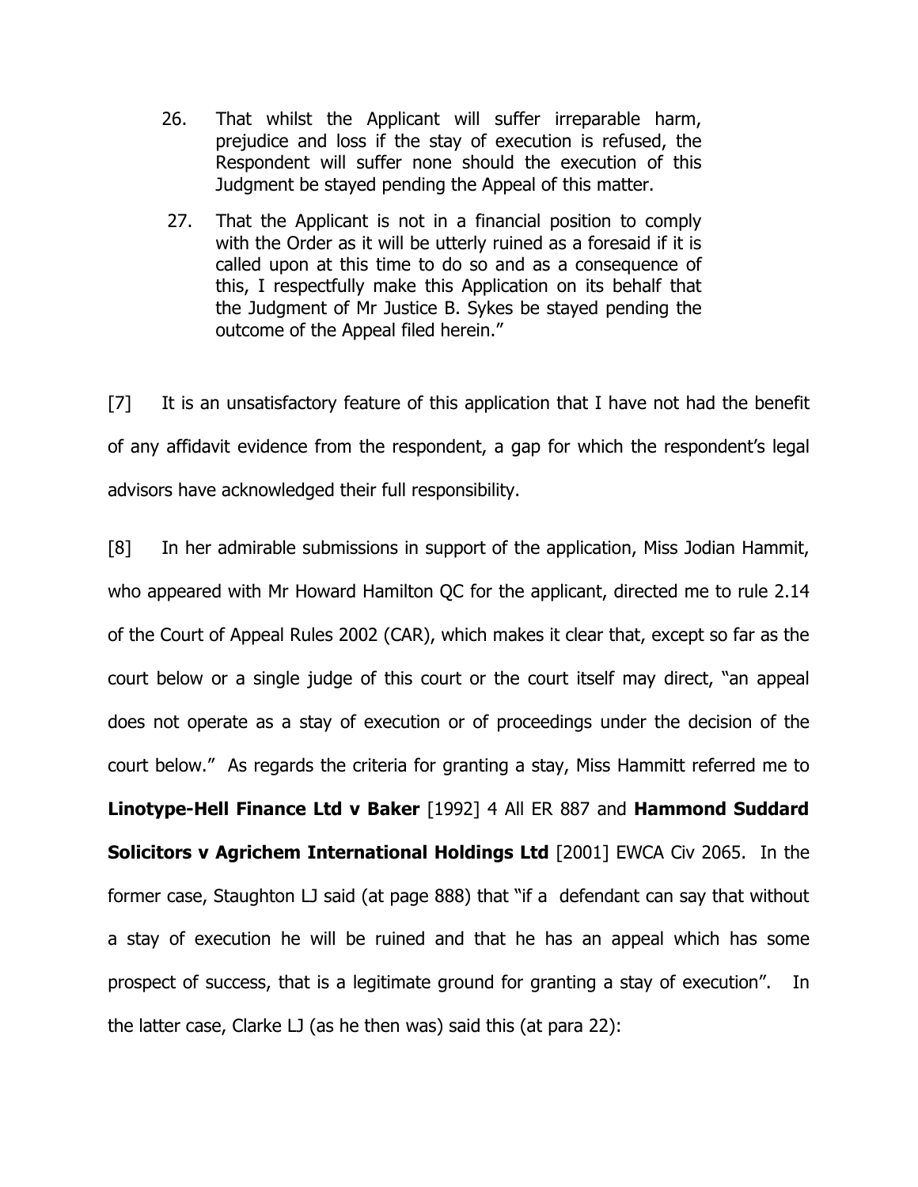26. That whilst the Applicant will suffer irreparable harm, prejudice and loss if the stay of execution is refused, the Respondent will suffer none should the execution of this Judgment be stayed pending the Appeal of this matter.

27. That the Applicant is not in a financial position to comply with the Order as it will be utterly ruined as a foresaid if it is called upon at this time to do so and as a consequence of this, I respectfully make this Application on its behalf that the Judgment of Mr Justice B. Sykes be stayed pending the outcome of the Appeal filed herein."

[7] It is an unsatisfactory feature of this application that I have not had the benefit of any affidavit evidence from the respondent, a gap for which the respondent's legal advisors have acknowledged their full responsibility.

[8] In her admirable submissions in support of the application, Miss Jodian Hammit, who appeared with Mr Howard Hamilton QC for the applicant, directed me to rule 2.14 of the Court of Appeal Rules 2002 (CAR), which makes it clear that, except so far as the court below or a single judge of this court or the court itself may direct, "an appeal does not operate as a stay of execution or of proceedings under the decision of the court below." As regards the criteria for granting a stay, Miss Hammitt referred me to **Linotype-Hell Finance Ltd v Baker** [1992] 4 All ER 887 and **Hammond Suddard Solicitors v Agrichem International Holdings Ltd** [2001] EWCA Civ 2065. In the former case, Staughton LJ said (at page 888) that "if a defendant can say that without a stay of execution he will be ruined and that he has an appeal which has some prospect of success, that is a legitimate ground for granting a stay of execution". In the latter case, Clarke LJ (as he then was) said this (at para 22):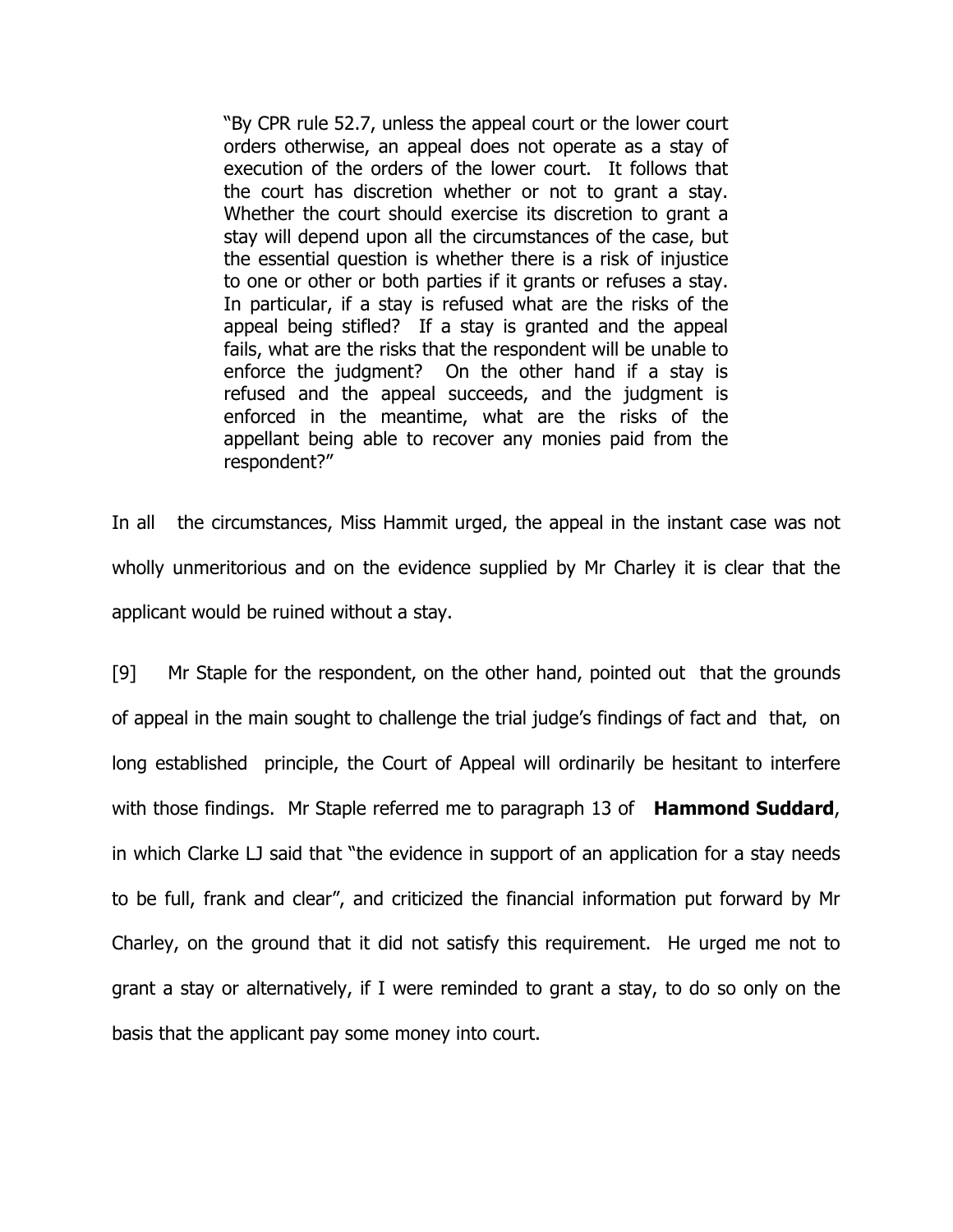> "By CPR rule 52.7, unless the appeal court or the lower court orders otherwise, an appeal does not operate as a stay of execution of the orders of the lower court. It follows that the court has discretion whether or not to grant a stay. Whether the court should exercise its discretion to grant a stay will depend upon all the circumstances of the case, but the essential question is whether there is a risk of injustice to one or other or both parties if it grants or refuses a stay. In particular, if a stay is refused what are the risks of the appeal being stifled? If a stay is granted and the appeal fails, what are the risks that the respondent will be unable to enforce the judgment? On the other hand if a stay is refused and the appeal succeeds, and the judgment is enforced in the meantime, what are the risks of the appellant being able to recover any monies paid from the respondent?"

In all the circumstances, Miss Hammit urged, the appeal in the instant case was not wholly unmeritorious and on the evidence supplied by Mr Charley it is clear that the applicant would be ruined without a stay.

[9] Mr Staple for the respondent, on the other hand, pointed out that the grounds of appeal in the main sought to challenge the trial judge's findings of fact and that, on long established principle, the Court of Appeal will ordinarily be hesitant to interfere with those findings. Mr Staple referred me to paragraph 13 of **Hammond Suddard**, in which Clarke LJ said that "the evidence in support of an application for a stay needs to be full, frank and clear", and criticized the financial information put forward by Mr Charley, on the ground that it did not satisfy this requirement. He urged me not to grant a stay or alternatively, if I were reminded to grant a stay, to do so only on the basis that the applicant pay some money into court.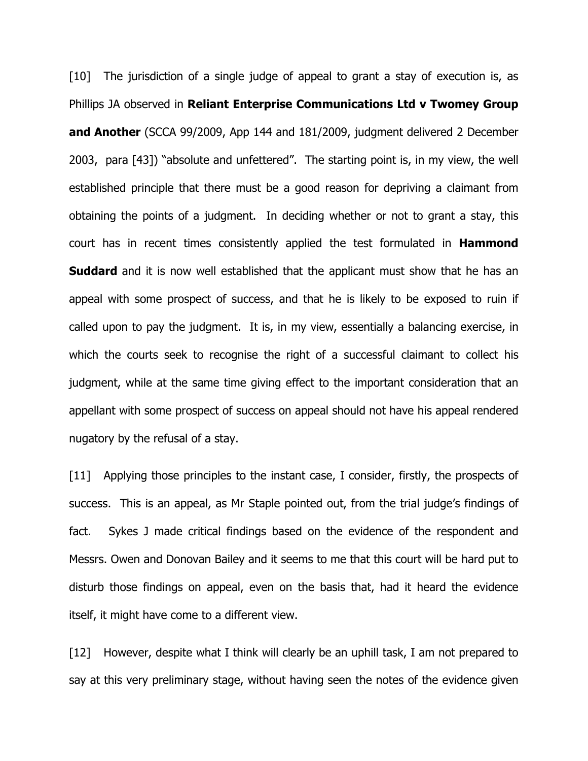[10] The jurisdiction of a single judge of appeal to grant a stay of execution is, as Phillips JA observed in **Reliant Enterprise Communications Ltd v Twomey Group and Another** (SCCA 99/2009, App 144 and 181/2009, judgment delivered 2 December 2003, para [43]) "absolute and unfettered". The starting point is, in my view, the well established principle that there must be a good reason for depriving a claimant from obtaining the points of a judgment. In deciding whether or not to grant a stay, this court has in recent times consistently applied the test formulated in **Hammond Suddard** and it is now well established that the applicant must show that he has an appeal with some prospect of success, and that he is likely to be exposed to ruin if called upon to pay the judgment. It is, in my view, essentially a balancing exercise, in which the courts seek to recognise the right of a successful claimant to collect his judgment, while at the same time giving effect to the important consideration that an appellant with some prospect of success on appeal should not have his appeal rendered nugatory by the refusal of a stay.

[11] Applying those principles to the instant case, I consider, firstly, the prospects of success. This is an appeal, as Mr Staple pointed out, from the trial judge's findings of fact. Sykes J made critical findings based on the evidence of the respondent and Messrs. Owen and Donovan Bailey and it seems to me that this court will be hard put to disturb those findings on appeal, even on the basis that, had it heard the evidence itself, it might have come to a different view.

[12] However, despite what I think will clearly be an uphill task, I am not prepared to say at this very preliminary stage, without having seen the notes of the evidence given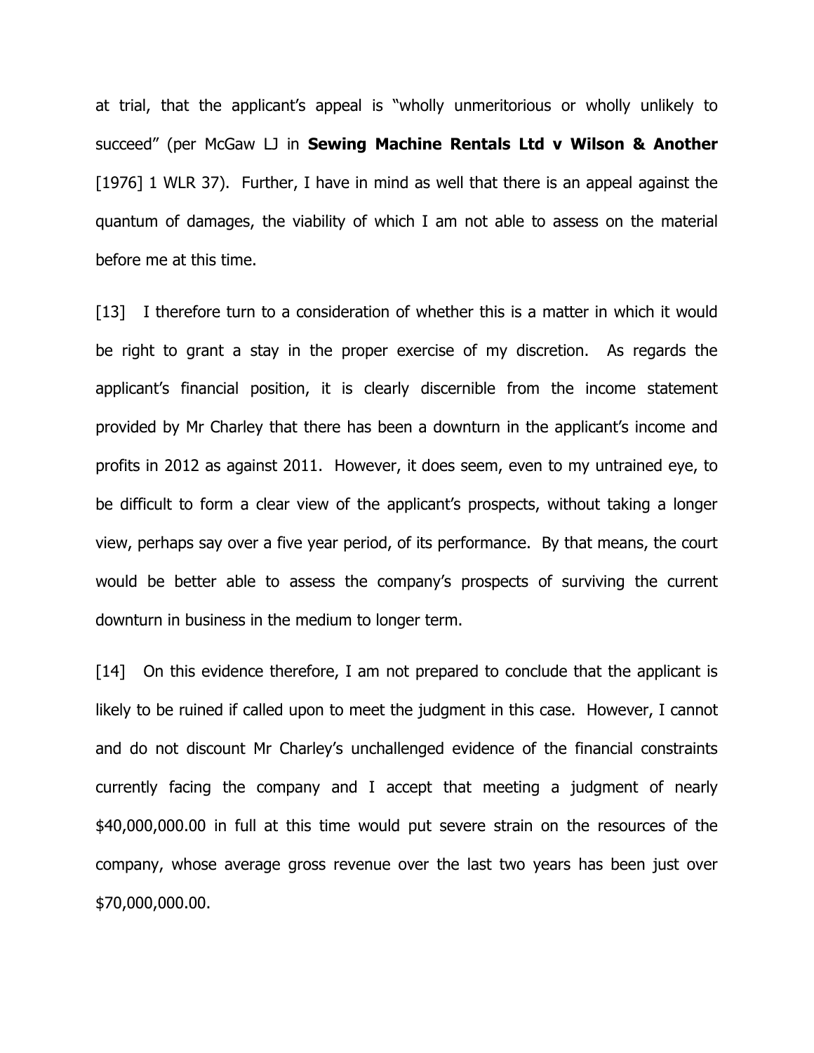at trial, that the applicant's appeal is "wholly unmeritorious or wholly unlikely to succeed" (per McGaw LJ in **Sewing Machine Rentals Ltd v Wilson & Another** [1976] 1 WLR 37). Further, I have in mind as well that there is an appeal against the quantum of damages, the viability of which I am not able to assess on the material before me at this time.

[13] I therefore turn to a consideration of whether this is a matter in which it would be right to grant a stay in the proper exercise of my discretion. As regards the applicant's financial position, it is clearly discernible from the income statement provided by Mr Charley that there has been a downturn in the applicant's income and profits in 2012 as against 2011. However, it does seem, even to my untrained eye, to be difficult to form a clear view of the applicant's prospects, without taking a longer view, perhaps say over a five year period, of its performance. By that means, the court would be better able to assess the company's prospects of surviving the current downturn in business in the medium to longer term.

[14] On this evidence therefore, I am not prepared to conclude that the applicant is likely to be ruined if called upon to meet the judgment in this case. However, I cannot and do not discount Mr Charley's unchallenged evidence of the financial constraints currently facing the company and I accept that meeting a judgment of nearly $40,000,000.00 in full at this time would put severe strain on the resources of the company, whose average gross revenue over the last two years has been just over $70,000,000.00.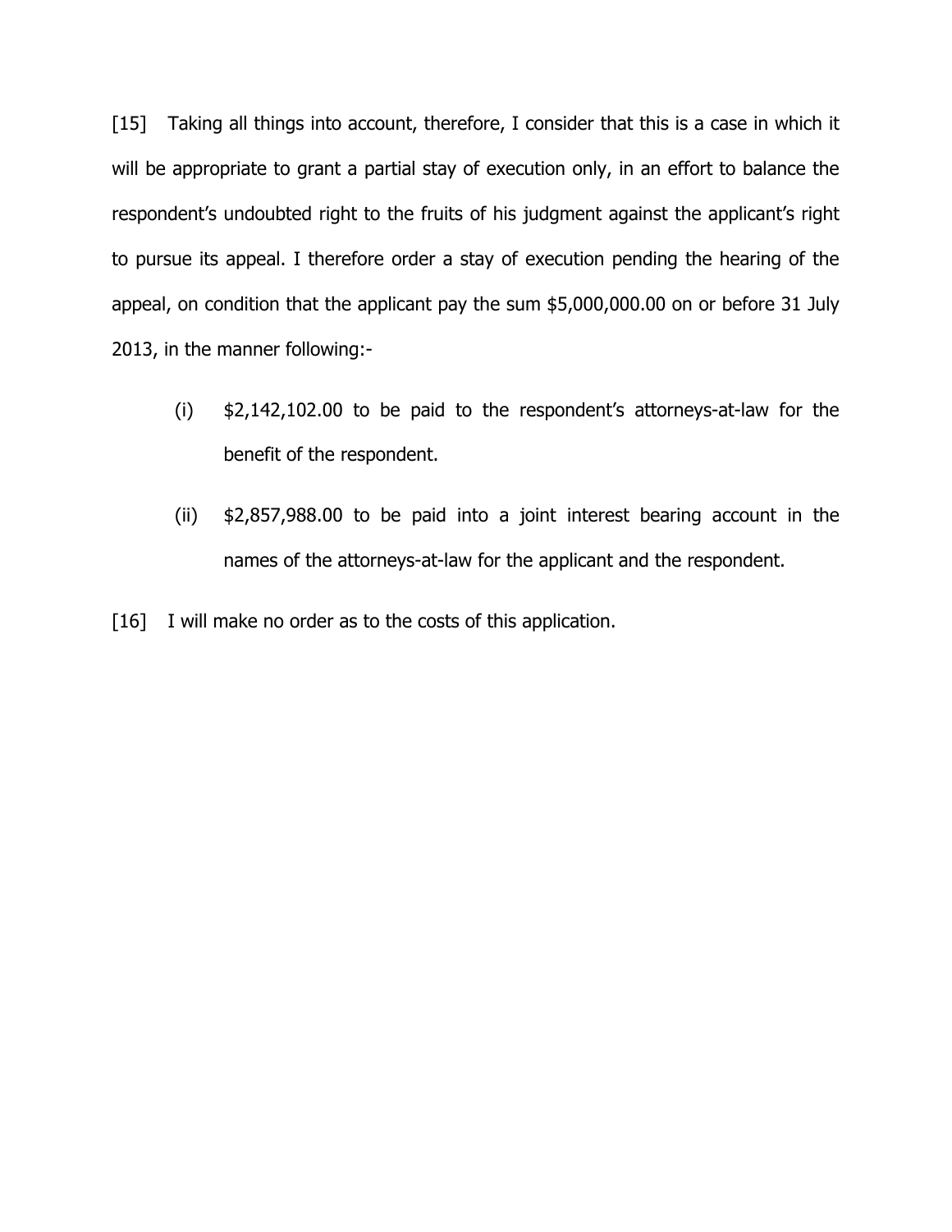[15] Taking all things into account, therefore, I consider that this is a case in which it will be appropriate to grant a partial stay of execution only, in an effort to balance the respondent's undoubted right to the fruits of his judgment against the applicant's right to pursue its appeal. I therefore order a stay of execution pending the hearing of the appeal, on condition that the applicant pay the sum $5,000,000.00 on or before 31 July 2013, in the manner following:-

(i) $2,142,102.00 to be paid to the respondent's attorneys-at-law for the benefit of the respondent.

(ii) $2,857,988.00 to be paid into a joint interest bearing account in the names of the attorneys-at-law for the applicant and the respondent.

[16] I will make no order as to the costs of this application.